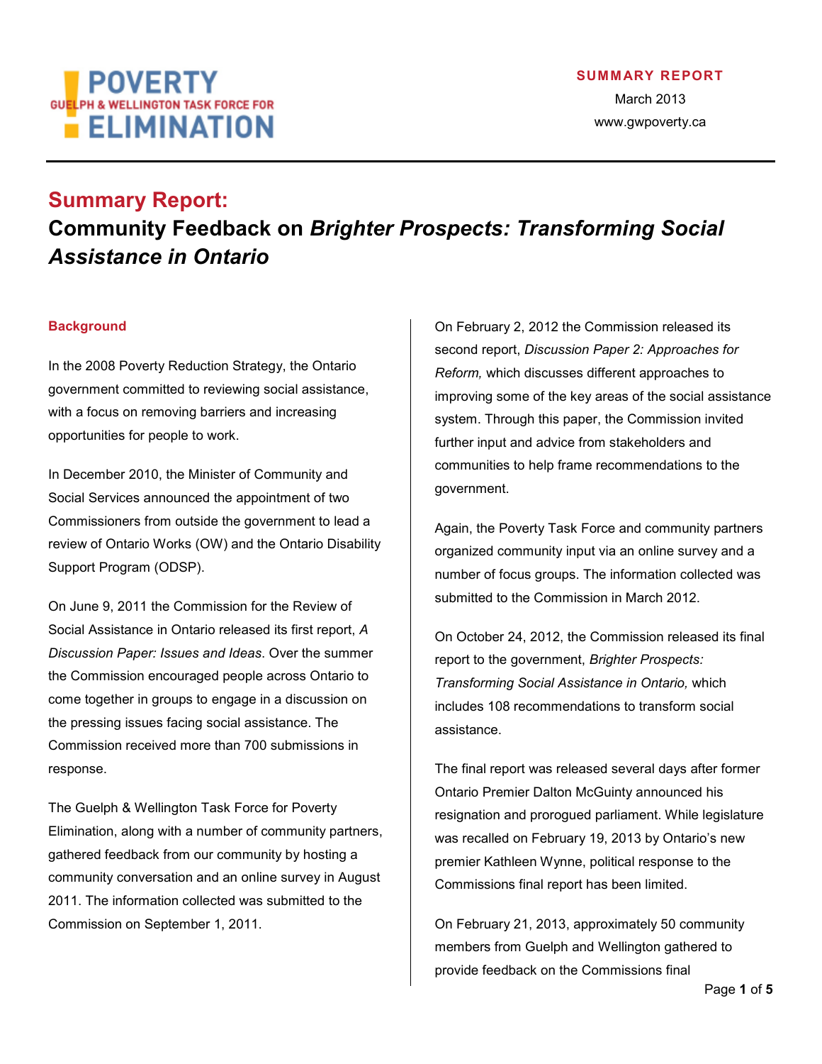POVERTY
GUELPH & WELLINGTON TASK FORCE FOR
ELIMINATION

**SUMMARY REPORT**
March 2013
www.gwpoverty.ca

# Summary Report:
# Community Feedback on *Brighter Prospects: Transforming Social Assistance in Ontario*

## Background

In the 2008 Poverty Reduction Strategy, the Ontario government committed to reviewing social assistance, with a focus on removing barriers and increasing opportunities for people to work.

In December 2010, the Minister of Community and Social Services announced the appointment of two Commissioners from outside the government to lead a review of Ontario Works (OW) and the Ontario Disability Support Program (ODSP).

On June 9, 2011 the Commission for the Review of Social Assistance in Ontario released its first report, *A Discussion Paper: Issues and Ideas*. Over the summer the Commission encouraged people across Ontario to come together in groups to engage in a discussion on the pressing issues facing social assistance. The Commission received more than 700 submissions in response.

The Guelph & Wellington Task Force for Poverty Elimination, along with a number of community partners, gathered feedback from our community by hosting a community conversation and an online survey in August 2011. The information collected was submitted to the Commission on September 1, 2011.

On February 2, 2012 the Commission released its second report, *Discussion Paper 2: Approaches for Reform,* which discusses different approaches to improving some of the key areas of the social assistance system. Through this paper, the Commission invited further input and advice from stakeholders and communities to help frame recommendations to the government.

Again, the Poverty Task Force and community partners organized community input via an online survey and a number of focus groups. The information collected was submitted to the Commission in March 2012.

On October 24, 2012, the Commission released its final report to the government, *Brighter Prospects: Transforming Social Assistance in Ontario,* which includes 108 recommendations to transform social assistance.

The final report was released several days after former Ontario Premier Dalton McGuinty announced his resignation and prorogued parliament. While legislature was recalled on February 19, 2013 by Ontario's new premier Kathleen Wynne, political response to the Commissions final report has been limited.

On February 21, 2013, approximately 50 community members from Guelph and Wellington gathered to provide feedback on the Commissions final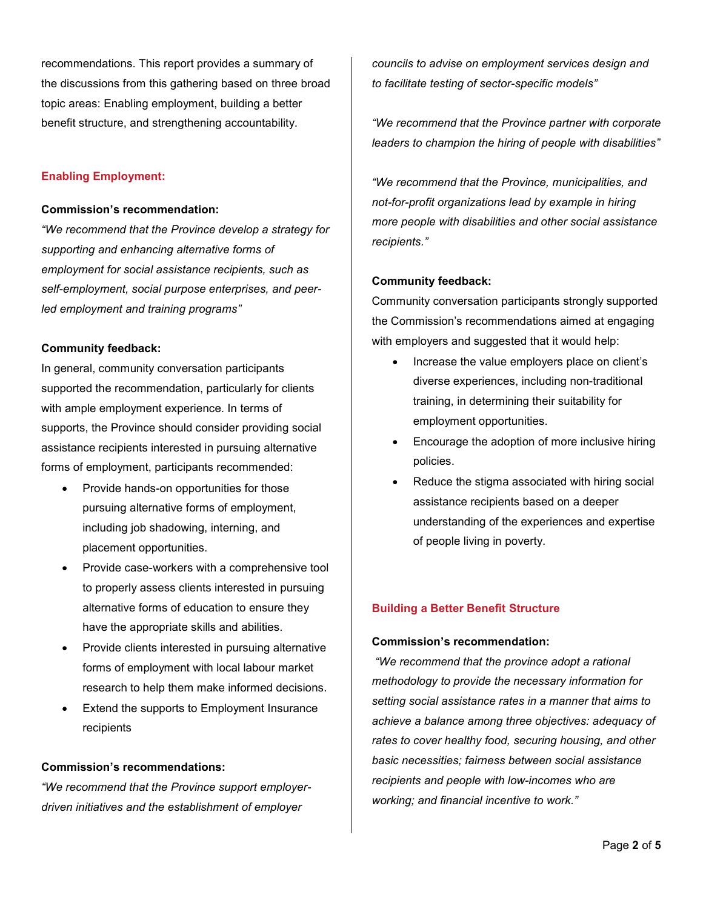recommendations. This report provides a summary of the discussions from this gathering based on three broad topic areas: Enabling employment, building a better benefit structure, and strengthening accountability.

## Enabling Employment:

**Commission's recommendation:**

*"We recommend that the Province develop a strategy for supporting and enhancing alternative forms of employment for social assistance recipients, such as self-employment, social purpose enterprises, and peer-led employment and training programs"*

**Community feedback:**

In general, community conversation participants supported the recommendation, particularly for clients with ample employment experience. In terms of supports, the Province should consider providing social assistance recipients interested in pursuing alternative forms of employment, participants recommended:

- Provide hands-on opportunities for those pursuing alternative forms of employment, including job shadowing, interning, and placement opportunities.
- Provide case-workers with a comprehensive tool to properly assess clients interested in pursuing alternative forms of education to ensure they have the appropriate skills and abilities.
- Provide clients interested in pursuing alternative forms of employment with local labour market research to help them make informed decisions.
- Extend the supports to Employment Insurance recipients

**Commission's recommendations:**

*"We recommend that the Province support employer-driven initiatives and the establishment of employer councils to advise on employment services design and to facilitate testing of sector-specific models"*

*"We recommend that the Province partner with corporate leaders to champion the hiring of people with disabilities"*

*"We recommend that the Province, municipalities, and not-for-profit organizations lead by example in hiring more people with disabilities and other social assistance recipients."*

**Community feedback:**

Community conversation participants strongly supported the Commission's recommendations aimed at engaging with employers and suggested that it would help:

- Increase the value employers place on client's diverse experiences, including non-traditional training, in determining their suitability for employment opportunities.
- Encourage the adoption of more inclusive hiring policies.
- Reduce the stigma associated with hiring social assistance recipients based on a deeper understanding of the experiences and expertise of people living in poverty.

## Building a Better Benefit Structure

**Commission's recommendation:**

*"We recommend that the province adopt a rational methodology to provide the necessary information for setting social assistance rates in a manner that aims to achieve a balance among three objectives: adequacy of rates to cover healthy food, securing housing, and other basic necessities; fairness between social assistance recipients and people with low-incomes who are working; and financial incentive to work."*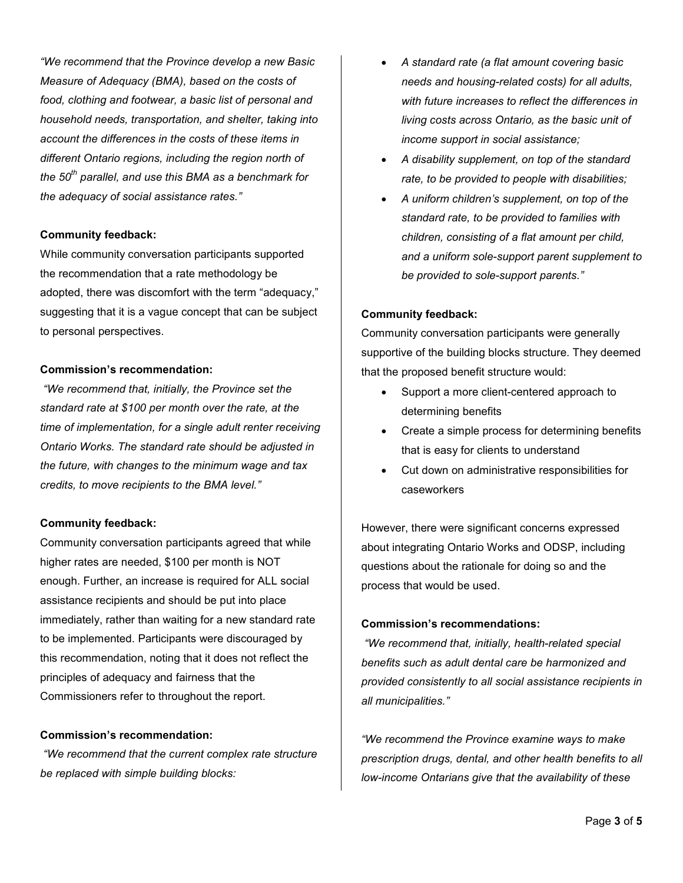*"We recommend that the Province develop a new Basic Measure of Adequacy (BMA), based on the costs of food, clothing and footwear, a basic list of personal and household needs, transportation, and shelter, taking into account the differences in the costs of these items in different Ontario regions, including the region north of the 50$^{th}$ parallel, and use this BMA as a benchmark for the adequacy of social assistance rates."*

**Community feedback:**
While community conversation participants supported the recommendation that a rate methodology be adopted, there was discomfort with the term "adequacy," suggesting that it is a vague concept that can be subject to personal perspectives.

**Commission's recommendation:**
*"We recommend that, initially, the Province set the standard rate at $100 per month over the rate, at the time of implementation, for a single adult renter receiving Ontario Works. The standard rate should be adjusted in the future, with changes to the minimum wage and tax credits, to move recipients to the BMA level."*

**Community feedback:**
Community conversation participants agreed that while higher rates are needed, $100 per month is NOT enough. Further, an increase is required for ALL social assistance recipients and should be put into place immediately, rather than waiting for a new standard rate to be implemented. Participants were discouraged by this recommendation, noting that it does not reflect the principles of adequacy and fairness that the Commissioners refer to throughout the report.

**Commission's recommendation:**
*"We recommend that the current complex rate structure be replaced with simple building blocks:*

- *A standard rate (a flat amount covering basic needs and housing-related costs) for all adults, with future increases to reflect the differences in living costs across Ontario, as the basic unit of income support in social assistance;*
- *A disability supplement, on top of the standard rate, to be provided to people with disabilities;*
- *A uniform children's supplement, on top of the standard rate, to be provided to families with children, consisting of a flat amount per child, and a uniform sole-support parent supplement to be provided to sole-support parents."*

**Community feedback:**
Community conversation participants were generally supportive of the building blocks structure. They deemed that the proposed benefit structure would:

- Support a more client-centered approach to determining benefits
- Create a simple process for determining benefits that is easy for clients to understand
- Cut down on administrative responsibilities for caseworkers

However, there were significant concerns expressed about integrating Ontario Works and ODSP, including questions about the rationale for doing so and the process that would be used.

**Commission's recommendations:**
*"We recommend that, initially, health-related special benefits such as adult dental care be harmonized and provided consistently to all social assistance recipients in all municipalities."*

*"We recommend the Province examine ways to make prescription drugs, dental, and other health benefits to all low-income Ontarians give that the availability of these*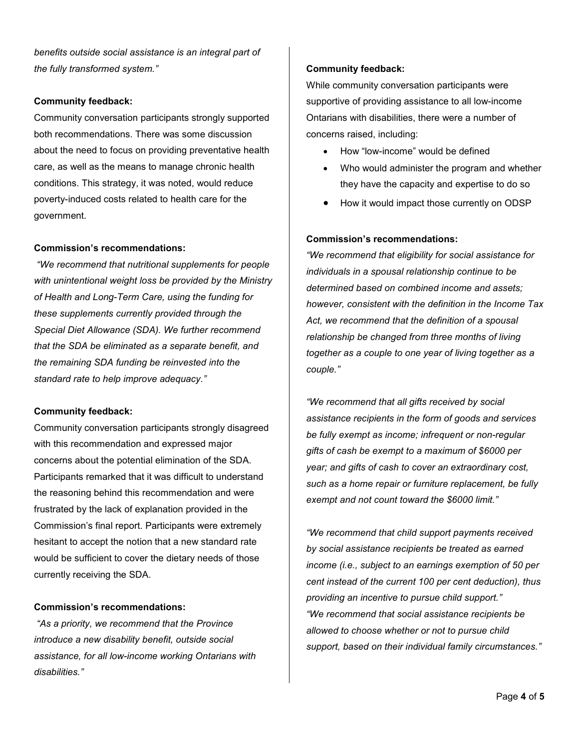*benefits outside social assistance is an integral part of the fully transformed system."*

**Community feedback:**
Community conversation participants strongly supported both recommendations. There was some discussion about the need to focus on providing preventative health care, as well as the means to manage chronic health conditions. This strategy, it was noted, would reduce poverty-induced costs related to health care for the government.

**Commission's recommendations:**
*"We recommend that nutritional supplements for people with unintentional weight loss be provided by the Ministry of Health and Long-Term Care, using the funding for these supplements currently provided through the Special Diet Allowance (SDA). We further recommend that the SDA be eliminated as a separate benefit, and the remaining SDA funding be reinvested into the standard rate to help improve adequacy."*

**Community feedback:**
Community conversation participants strongly disagreed with this recommendation and expressed major concerns about the potential elimination of the SDA. Participants remarked that it was difficult to understand the reasoning behind this recommendation and were frustrated by the lack of explanation provided in the Commission's final report. Participants were extremely hesitant to accept the notion that a new standard rate would be sufficient to cover the dietary needs of those currently receiving the SDA.

**Commission's recommendations:**
*"As a priority, we recommend that the Province introduce a new disability benefit, outside social assistance, for all low-income working Ontarians with disabilities."*

**Community feedback:**
While community conversation participants were supportive of providing assistance to all low-income Ontarians with disabilities, there were a number of concerns raised, including:

- How "low-income" would be defined
- Who would administer the program and whether they have the capacity and expertise to do so
- How it would impact those currently on ODSP

**Commission's recommendations:**
*"We recommend that eligibility for social assistance for individuals in a spousal relationship continue to be determined based on combined income and assets; however, consistent with the definition in the Income Tax Act, we recommend that the definition of a spousal relationship be changed from three months of living together as a couple to one year of living together as a couple."*

*"We recommend that all gifts received by social assistance recipients in the form of goods and services be fully exempt as income; infrequent or non-regular gifts of cash be exempt to a maximum of $6000 per year; and gifts of cash to cover an extraordinary cost, such as a home repair or furniture replacement, be fully exempt and not count toward the $6000 limit."*

*"We recommend that child support payments received by social assistance recipients be treated as earned income (i.e., subject to an earnings exemption of 50 per cent instead of the current 100 per cent deduction), thus providing an incentive to pursue child support."*
*"We recommend that social assistance recipients be allowed to choose whether or not to pursue child support, based on their individual family circumstances."*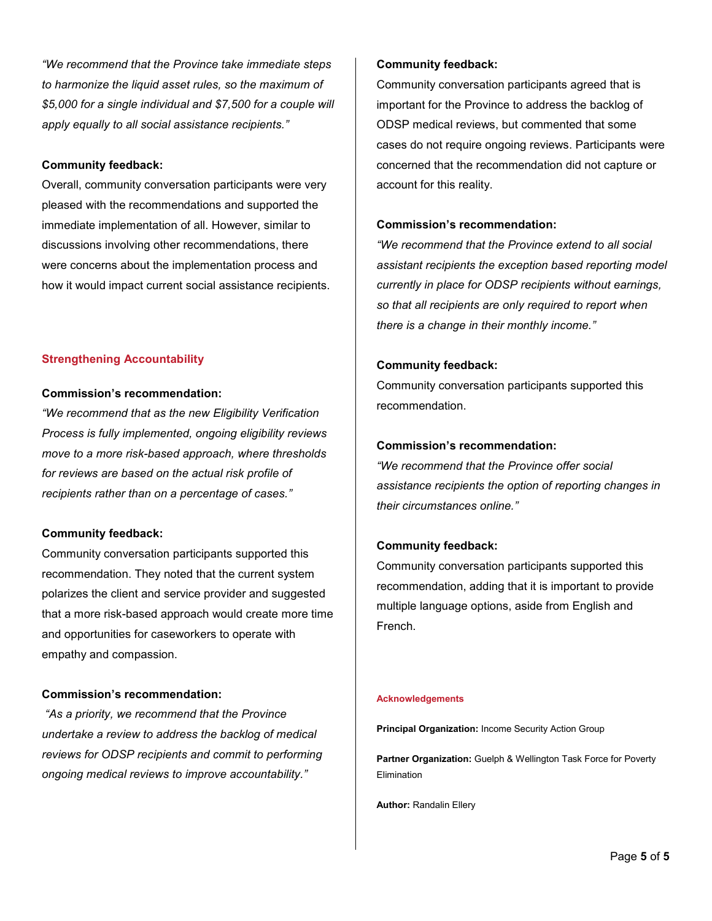*"We recommend that the Province take immediate steps to harmonize the liquid asset rules, so the maximum of $5,000 for a single individual and $7,500 for a couple will apply equally to all social assistance recipients."*

**Community feedback:**
Overall, community conversation participants were very pleased with the recommendations and supported the immediate implementation of all. However, similar to discussions involving other recommendations, there were concerns about the implementation process and how it would impact current social assistance recipients.

## Strengthening Accountability

**Commission's recommendation:**
*"We recommend that as the new Eligibility Verification Process is fully implemented, ongoing eligibility reviews move to a more risk-based approach, where thresholds for reviews are based on the actual risk profile of recipients rather than on a percentage of cases."*

**Community feedback:**
Community conversation participants supported this recommendation. They noted that the current system polarizes the client and service provider and suggested that a more risk-based approach would create more time and opportunities for caseworkers to operate with empathy and compassion.

**Commission's recommendation:**
*"As a priority, we recommend that the Province undertake a review to address the backlog of medical reviews for ODSP recipients and commit to performing ongoing medical reviews to improve accountability."*

**Community feedback:**
Community conversation participants agreed that is important for the Province to address the backlog of ODSP medical reviews, but commented that some cases do not require ongoing reviews. Participants were concerned that the recommendation did not capture or account for this reality.

**Commission's recommendation:**
*"We recommend that the Province extend to all social assistant recipients the exception based reporting model currently in place for ODSP recipients without earnings, so that all recipients are only required to report when there is a change in their monthly income."*

**Community feedback:**
Community conversation participants supported this recommendation.

**Commission's recommendation:**
*"We recommend that the Province offer social assistance recipients the option of reporting changes in their circumstances online."*

**Community feedback:**
Community conversation participants supported this recommendation, adding that it is important to provide multiple language options, aside from English and French.

### Acknowledgements

**Principal Organization:** Income Security Action Group

**Partner Organization:** Guelph & Wellington Task Force for Poverty Elimination

**Author:** Randalin Ellery